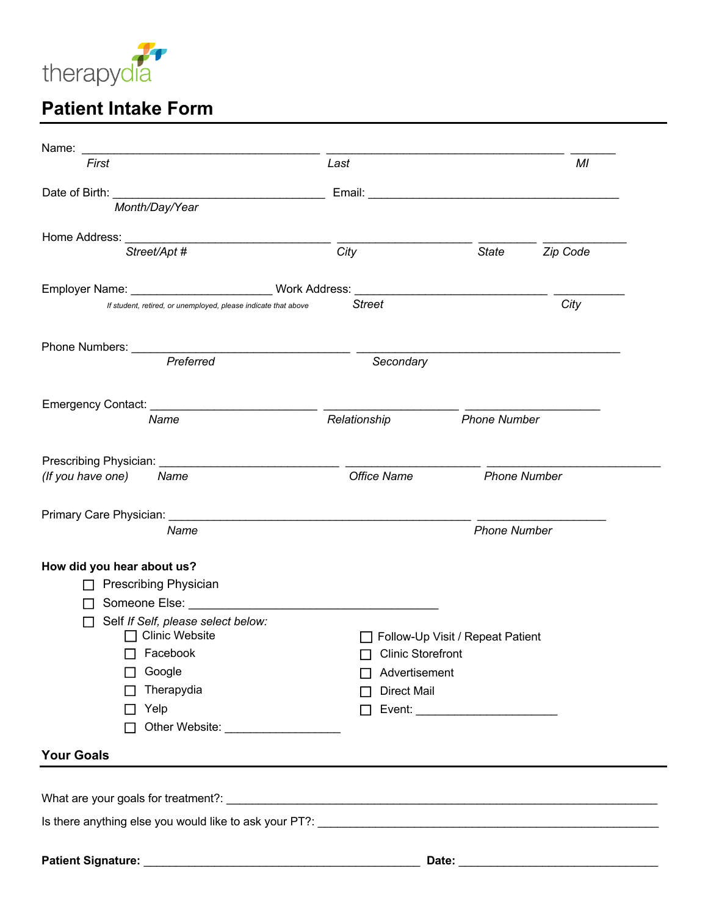therapydia

# Patient Intake Form

Name: ______________________________ ______________________________ ______
*First* *Last* *MI*

Date of Birth: ____________________________ Email: ________________________________
*Month/Day/Year*

Home Address: __________________________ __________________ ________ ___________
*Street/Apt #* *City* *State* *Zip Code*

Employer Name: __________________ Work Address: _________________________ __________
*If student, retired, or unemployed, please indicate that above* *Street* *City*

Phone Numbers: ____________________________ __________________________________
*Preferred* *Secondary*

Emergency Contact: _____________________ __________________ __________________
*Name* *Relationship* *Phone Number*

Prescribing Physician: _______________________ __________________ ______________________
*(If you have one)* *Name* *Office Name* *Phone Number*

Primary Care Physician: ______________________________________ _________________
*Name* *Phone Number*

**How did you hear about us?**

- ☐ Prescribing Physician
- ☐ Someone Else: ________________________________
- ☐ Self *If Self, please select below:*
  - ☐ Clinic Website
  - ☐ Facebook
  - ☐ Google
  - ☐ Therapydia
  - ☐ Yelp
  - ☐ Other Website: _______________
  - ☐ Follow-Up Visit / Repeat Patient
  - ☐ Clinic Storefront
  - ☐ Advertisement
  - ☐ Direct Mail
  - ☐ Event: __________________

## Your Goals

What are your goals for treatment?: _______________________________________________________

Is there anything else you would like to ask your PT?: ____________________________________________

**Patient Signature:** ____________________________________ **Date:** __________________________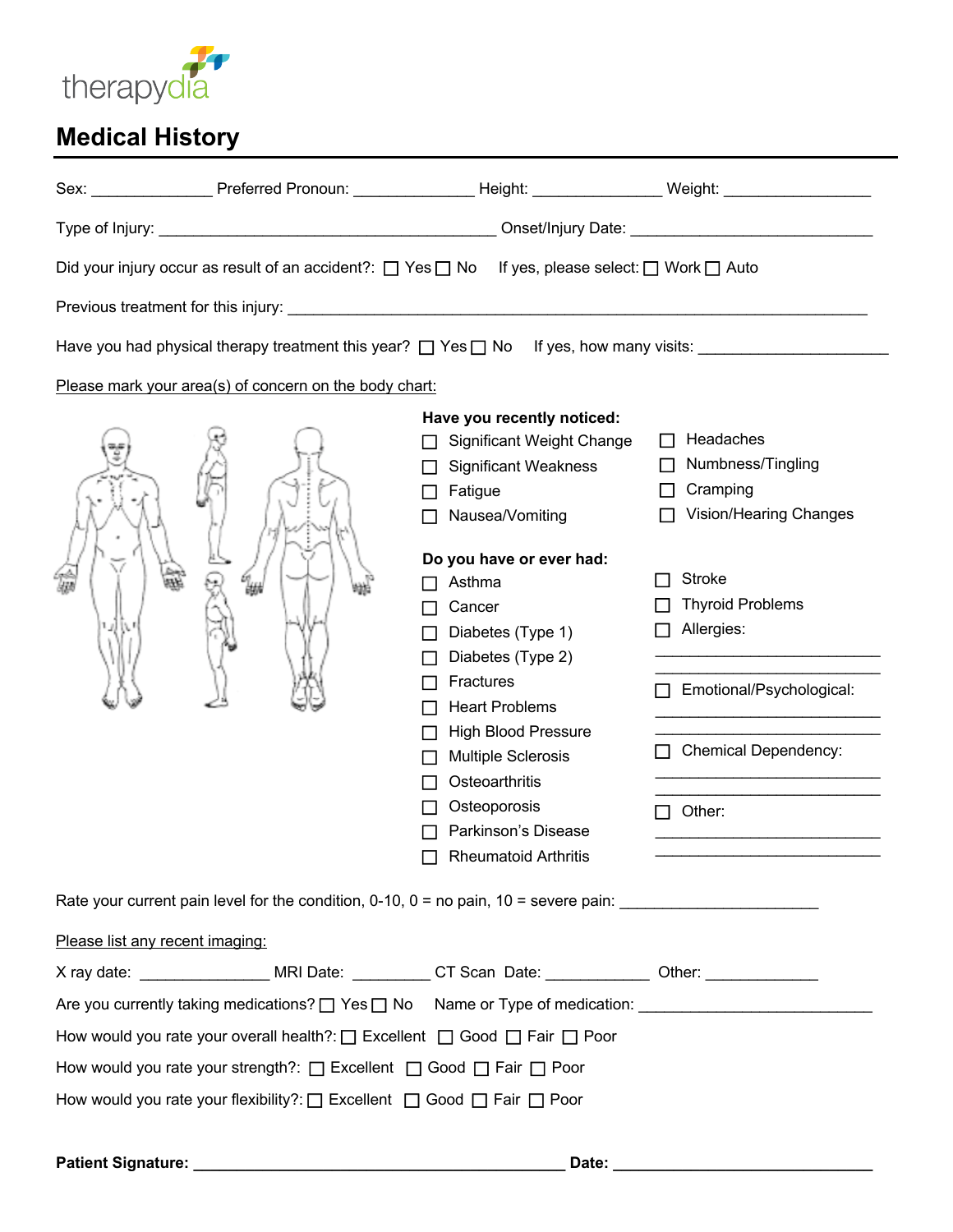therapydia

# Medical History

Sex: ______________ Preferred Pronoun: ______________ Height: _______________ Weight: _________________

Type of Injury: __________________________________________ Onset/Injury Date: ______________________________

Did your injury occur as result of an accident?: ☐ Yes ☐ No  If yes, please select: ☐ Work ☐ Auto

Previous treatment for this injury: _________________________________________________________________________

Have you had physical therapy treatment this year? ☐ Yes ☐ No  If yes, how many visits: ______________________

Please mark your area(s) of concern on the body chart:

**Have you recently noticed:**

- ☐ Significant Weight Change
- ☐ Significant Weakness
- ☐ Fatigue
- ☐ Nausea/Vomiting
- ☐ Headaches
- ☐ Numbness/Tingling
- ☐ Cramping
- ☐ Vision/Hearing Changes

**Do you have or ever had:**

- ☐ Asthma
- ☐ Cancer
- ☐ Diabetes (Type 1)
- ☐ Diabetes (Type 2)
- ☐ Fractures
- ☐ Heart Problems
- ☐ High Blood Pressure
- ☐ Multiple Sclerosis
- ☐ Osteoarthritis
- ☐ Osteoporosis
- ☐ Parkinson's Disease
- ☐ Rheumatoid Arthritis
- ☐ Stroke
- ☐ Thyroid Problems
- ☐ Allergies: ___________________________ ___________________________
- ☐ Emotional/Psychological: ___________________________ ___________________________
- ☐ Chemical Dependency: ___________________________ ___________________________
- ☐ Other: ___________________________ ___________________________

Rate your current pain level for the condition, 0-10, 0 = no pain, 10 = severe pain: _______________________

Please list any recent imaging:

X ray date: _______________ MRI Date: _________ CT Scan Date: ____________ Other: _____________

Are you currently taking medications? ☐ Yes ☐ No  Name or Type of medication: ___________________________

How would you rate your overall health?: ☐ Excellent ☐ Good ☐ Fair ☐ Poor

How would you rate your strength?: ☐ Excellent ☐ Good ☐ Fair ☐ Poor

How would you rate your flexibility?: ☐ Excellent ☐ Good ☐ Fair ☐ Poor

**Patient Signature: _____________________________________________ Date: ______________________________**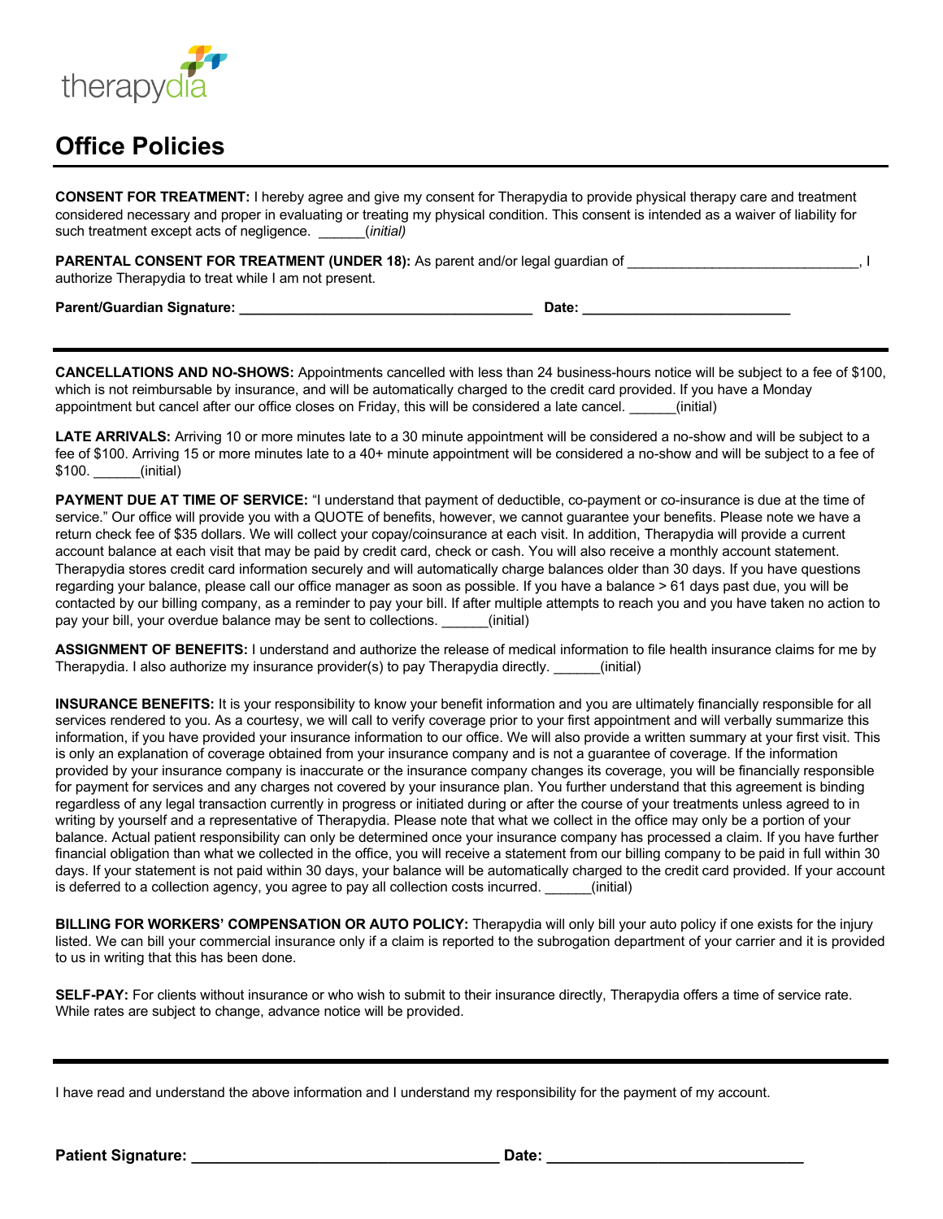therapydia

# Office Policies

**CONSENT FOR TREATMENT:** I hereby agree and give my consent for Therapydia to provide physical therapy care and treatment considered necessary and proper in evaluating or treating my physical condition. This consent is intended as a waiver of liability for such treatment except acts of negligence. ______(*initial)*

**PARENTAL CONSENT FOR TREATMENT (UNDER 18):** As parent and/or legal guardian of ______________________________, I authorize Therapydia to treat while I am not present.

**Parent/Guardian Signature: ______________________________________ Date: ___________________________**

---

**CANCELLATIONS AND NO-SHOWS:** Appointments cancelled with less than 24 business-hours notice will be subject to a fee of $100, which is not reimbursable by insurance, and will be automatically charged to the credit card provided. If you have a Monday appointment but cancel after our office closes on Friday, this will be considered a late cancel. ______(initial)

**LATE ARRIVALS:** Arriving 10 or more minutes late to a 30 minute appointment will be considered a no-show and will be subject to a fee of $100. Arriving 15 or more minutes late to a 40+ minute appointment will be considered a no-show and will be subject to a fee of $100. ______(initial)

**PAYMENT DUE AT TIME OF SERVICE:** "I understand that payment of deductible, co-payment or co-insurance is due at the time of service." Our office will provide you with a QUOTE of benefits, however, we cannot guarantee your benefits. Please note we have a return check fee of $35 dollars. We will collect your copay/coinsurance at each visit. In addition, Therapydia will provide a current account balance at each visit that may be paid by credit card, check or cash. You will also receive a monthly account statement. Therapydia stores credit card information securely and will automatically charge balances older than 30 days. If you have questions regarding your balance, please call our office manager as soon as possible. If you have a balance > 61 days past due, you will be contacted by our billing company, as a reminder to pay your bill. If after multiple attempts to reach you and you have taken no action to pay your bill, your overdue balance may be sent to collections. ______(initial)

**ASSIGNMENT OF BENEFITS:** I understand and authorize the release of medical information to file health insurance claims for me by Therapydia. I also authorize my insurance provider(s) to pay Therapydia directly. ______(initial)

**INSURANCE BENEFITS:** It is your responsibility to know your benefit information and you are ultimately financially responsible for all services rendered to you. As a courtesy, we will call to verify coverage prior to your first appointment and will verbally summarize this information, if you have provided your insurance information to our office. We will also provide a written summary at your first visit. This is only an explanation of coverage obtained from your insurance company and is not a guarantee of coverage. If the information provided by your insurance company is inaccurate or the insurance company changes its coverage, you will be financially responsible for payment for services and any charges not covered by your insurance plan. You further understand that this agreement is binding regardless of any legal transaction currently in progress or initiated during or after the course of your treatments unless agreed to in writing by yourself and a representative of Therapydia. Please note that what we collect in the office may only be a portion of your balance. Actual patient responsibility can only be determined once your insurance company has processed a claim. If you have further financial obligation than what we collected in the office, you will receive a statement from our billing company to be paid in full within 30 days. If your statement is not paid within 30 days, your balance will be automatically charged to the credit card provided. If your account is deferred to a collection agency, you agree to pay all collection costs incurred. ______(initial)

**BILLING FOR WORKERS' COMPENSATION OR AUTO POLICY:** Therapydia will only bill your auto policy if one exists for the injury listed. We can bill your commercial insurance only if a claim is reported to the subrogation department of your carrier and it is provided to us in writing that this has been done.

**SELF-PAY:** For clients without insurance or who wish to submit to their insurance directly, Therapydia offers a time of service rate. While rates are subject to change, advance notice will be provided.

---

I have read and understand the above information and I understand my responsibility for the payment of my account.

**Patient Signature: _____________________________________ Date: _______________________________**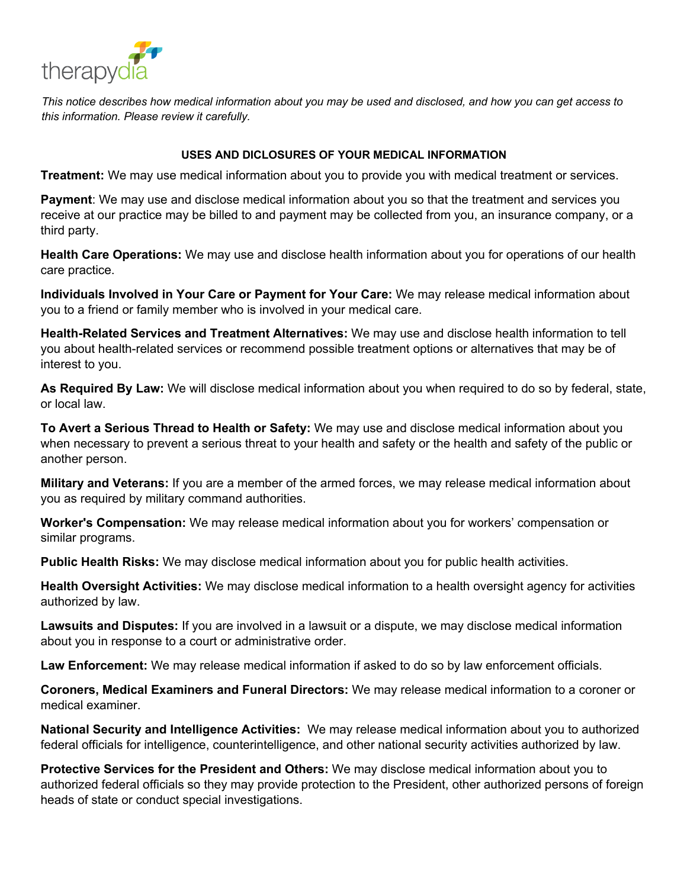*This notice describes how medical information about you may be used and disclosed, and how you can get access to this information. Please review it carefully.*

## USES AND DICLOSURES OF YOUR MEDICAL INFORMATION

**Treatment:** We may use medical information about you to provide you with medical treatment or services.

**Payment**: We may use and disclose medical information about you so that the treatment and services you receive at our practice may be billed to and payment may be collected from you, an insurance company, or a third party.

**Health Care Operations:** We may use and disclose health information about you for operations of our health care practice.

**Individuals Involved in Your Care or Payment for Your Care:** We may release medical information about you to a friend or family member who is involved in your medical care.

**Health-Related Services and Treatment Alternatives:** We may use and disclose health information to tell you about health-related services or recommend possible treatment options or alternatives that may be of interest to you.

**As Required By Law:** We will disclose medical information about you when required to do so by federal, state, or local law.

**To Avert a Serious Thread to Health or Safety:** We may use and disclose medical information about you when necessary to prevent a serious threat to your health and safety or the health and safety of the public or another person.

**Military and Veterans:** If you are a member of the armed forces, we may release medical information about you as required by military command authorities.

**Worker's Compensation:** We may release medical information about you for workers' compensation or similar programs.

**Public Health Risks:** We may disclose medical information about you for public health activities.

**Health Oversight Activities:** We may disclose medical information to a health oversight agency for activities authorized by law.

**Lawsuits and Disputes:** If you are involved in a lawsuit or a dispute, we may disclose medical information about you in response to a court or administrative order.

**Law Enforcement:** We may release medical information if asked to do so by law enforcement officials.

**Coroners, Medical Examiners and Funeral Directors:** We may release medical information to a coroner or medical examiner.

**National Security and Intelligence Activities:** We may release medical information about you to authorized federal officials for intelligence, counterintelligence, and other national security activities authorized by law.

**Protective Services for the President and Others:** We may disclose medical information about you to authorized federal officials so they may provide protection to the President, other authorized persons of foreign heads of state or conduct special investigations.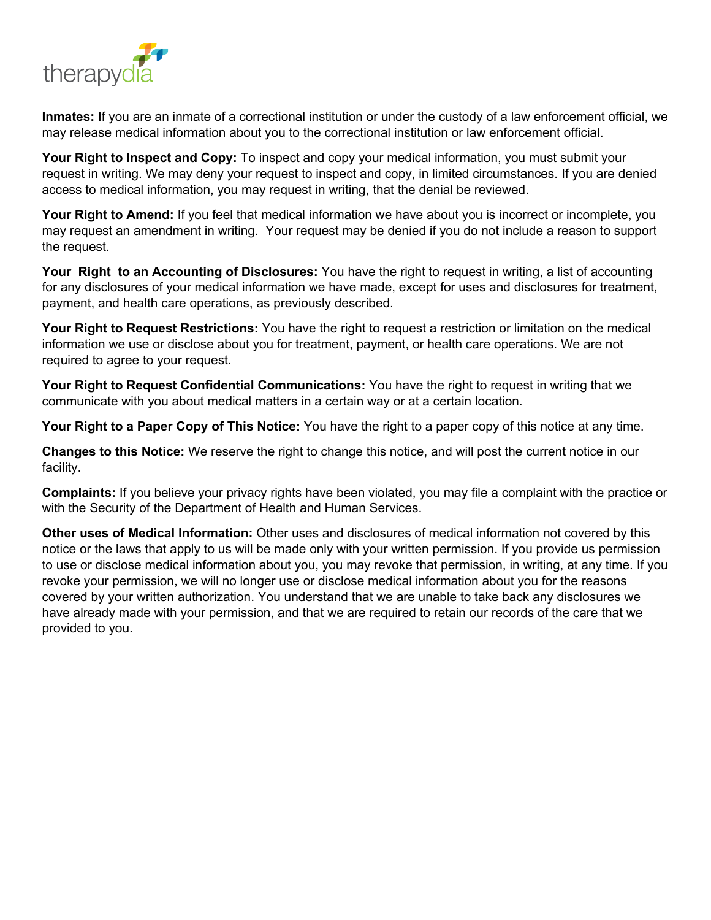**Inmates:** If you are an inmate of a correctional institution or under the custody of a law enforcement official, we may release medical information about you to the correctional institution or law enforcement official.

**Your Right to Inspect and Copy:** To inspect and copy your medical information, you must submit your request in writing. We may deny your request to inspect and copy, in limited circumstances. If you are denied access to medical information, you may request in writing, that the denial be reviewed.

**Your Right to Amend:** If you feel that medical information we have about you is incorrect or incomplete, you may request an amendment in writing. Your request may be denied if you do not include a reason to support the request.

**Your Right to an Accounting of Disclosures:** You have the right to request in writing, a list of accounting for any disclosures of your medical information we have made, except for uses and disclosures for treatment, payment, and health care operations, as previously described.

**Your Right to Request Restrictions:** You have the right to request a restriction or limitation on the medical information we use or disclose about you for treatment, payment, or health care operations. We are not required to agree to your request.

**Your Right to Request Confidential Communications:** You have the right to request in writing that we communicate with you about medical matters in a certain way or at a certain location.

**Your Right to a Paper Copy of This Notice:** You have the right to a paper copy of this notice at any time.

**Changes to this Notice:** We reserve the right to change this notice, and will post the current notice in our facility.

**Complaints:** If you believe your privacy rights have been violated, you may file a complaint with the practice or with the Security of the Department of Health and Human Services.

**Other uses of Medical Information:** Other uses and disclosures of medical information not covered by this notice or the laws that apply to us will be made only with your written permission. If you provide us permission to use or disclose medical information about you, you may revoke that permission, in writing, at any time. If you revoke your permission, we will no longer use or disclose medical information about you for the reasons covered by your written authorization. You understand that we are unable to take back any disclosures we have already made with your permission, and that we are required to retain our records of the care that we provided to you.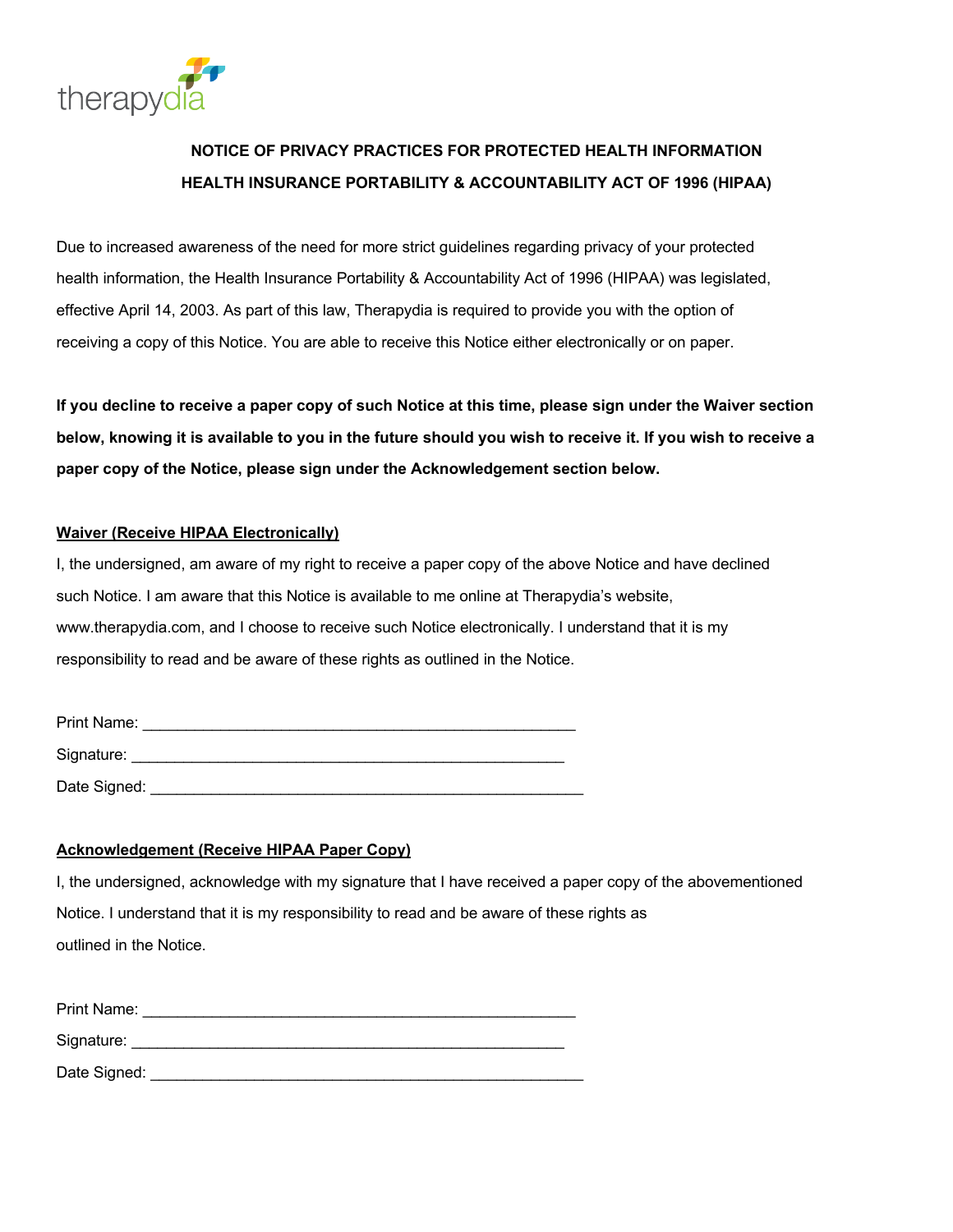therapydia

**NOTICE OF PRIVACY PRACTICES FOR PROTECTED HEALTH INFORMATION**

**HEALTH INSURANCE PORTABILITY & ACCOUNTABILITY ACT OF 1996 (HIPAA)**

Due to increased awareness of the need for more strict guidelines regarding privacy of your protected health information, the Health Insurance Portability & Accountability Act of 1996 (HIPAA) was legislated, effective April 14, 2003. As part of this law, Therapydia is required to provide you with the option of receiving a copy of this Notice. You are able to receive this Notice either electronically or on paper.

**If you decline to receive a paper copy of such Notice at this time, please sign under the Waiver section below, knowing it is available to you in the future should you wish to receive it. If you wish to receive a paper copy of the Notice, please sign under the Acknowledgement section below.**

**<u>Waiver (Receive HIPAA Electronically)</u>**

I, the undersigned, am aware of my right to receive a paper copy of the above Notice and have declined such Notice. I am aware that this Notice is available to me online at Therapydia's website, www.therapydia.com, and I choose to receive such Notice electronically. I understand that it is my responsibility to read and be aware of these rights as outlined in the Notice.

Print Name: ____________________________________________________

Signature: ____________________________________________________

Date Signed: ____________________________________________________

**<u>Acknowledgement (Receive HIPAA Paper Copy)</u>**

I, the undersigned, acknowledge with my signature that I have received a paper copy of the abovementioned Notice. I understand that it is my responsibility to read and be aware of these rights as outlined in the Notice.

Print Name: ____________________________________________________

Signature: ____________________________________________________

Date Signed: ____________________________________________________